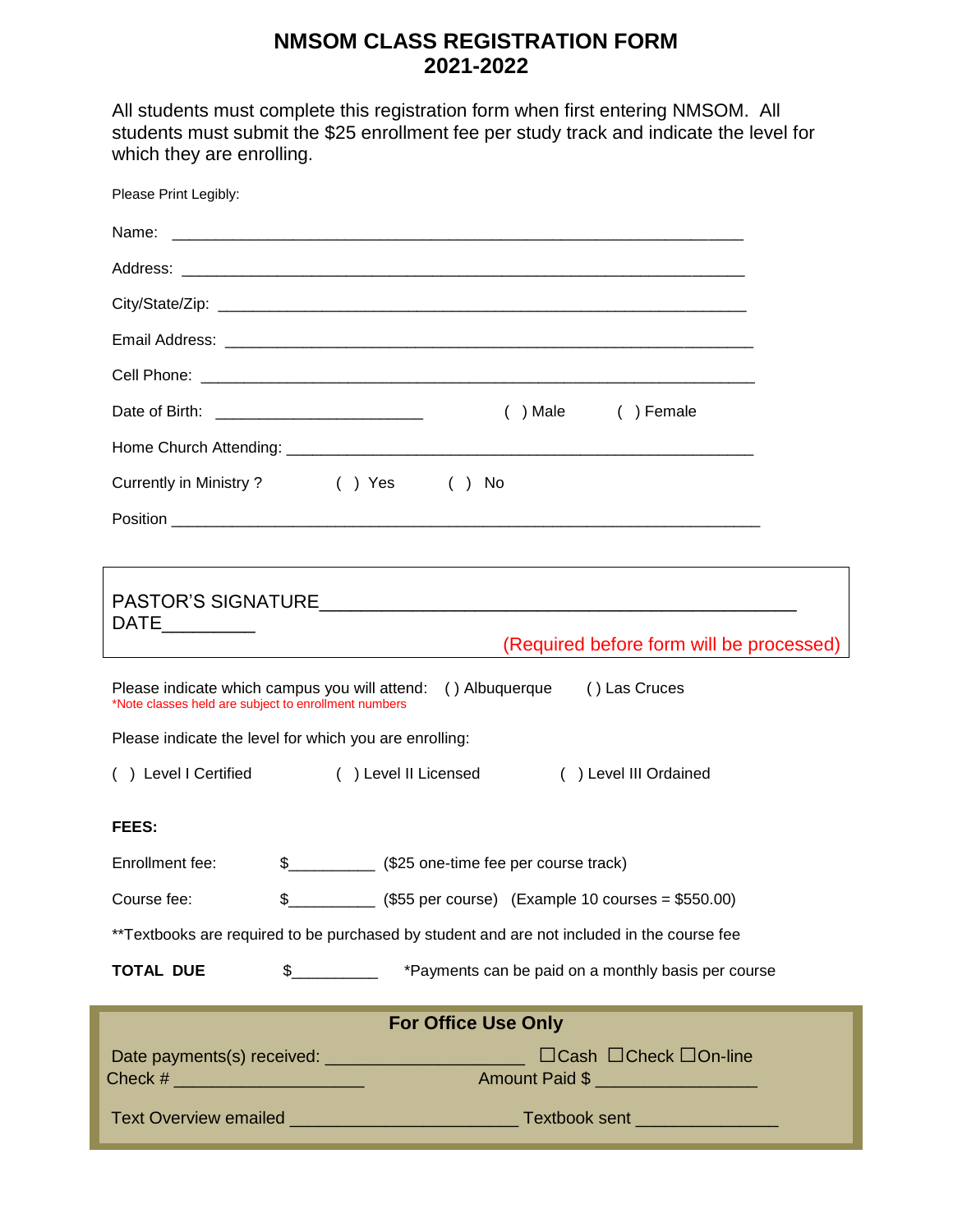# NMSOM CLASS REGISTRATION FORM
## 2021-2022

All students must complete this registration form when first entering NMSOM. All students must submit the $25 enrollment fee per study track and indicate the level for which they are enrolling.

Please Print Legibly:

Name: ______________________________________________________________

Address: ____________________________________________________________

City/State/Zip: ________________________________________________________

Email Address: ________________________________________________________

Cell Phone: ___________________________________________________________

Date of Birth: ______________________ ( ) Male ( ) Female

Home Church Attending: _____________________________________________________

Currently in Ministry ? ( ) Yes ( ) No

Position _______________________________________________________________

PASTOR'S SIGNATURE_____________________________________________ DATE_________

(Required before form will be processed)

Please indicate which campus you will attend: ( ) Albuquerque ( ) Las Cruces
*Note classes held are subject to enrollment numbers

Please indicate the level for which you are enrolling:

( ) Level I Certified ( ) Level II Licensed ( ) Level III Ordained

**FEES:**

Enrollment fee: $_________ ($25 one-time fee per course track)

Course fee: $_________ ($55 per course) (Example 10 courses = $550.00)

**Textbooks are required to be purchased by student and are not included in the course fee

**TOTAL DUE** $_________ *Payments can be paid on a monthly basis per course

**For Office Use Only**

Date payments(s) received: ____________________ ☐Cash ☐Check ☐On-line
Check # ___________________ Amount Paid $ ________________

Text Overview emailed ______________________ Textbook sent ______________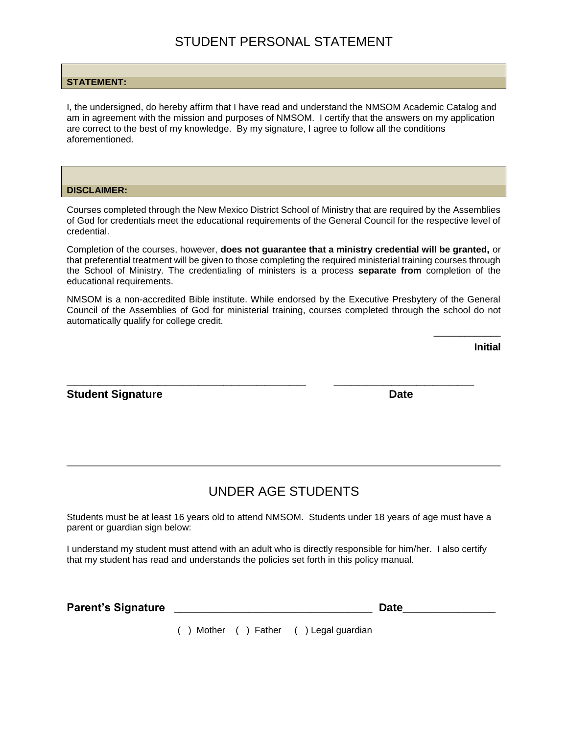# STUDENT PERSONAL STATEMENT

**STATEMENT:**

I, the undersigned, do hereby affirm that I have read and understand the NMSOM Academic Catalog and am in agreement with the mission and purposes of NMSOM. I certify that the answers on my application are correct to the best of my knowledge. By my signature, I agree to follow all the conditions aforementioned.

**DISCLAIMER:**

Courses completed through the New Mexico District School of Ministry that are required by the Assemblies of God for credentials meet the educational requirements of the General Council for the respective level of credential.

Completion of the courses, however, **does not guarantee that a ministry credential will be granted,** or that preferential treatment will be given to those completing the required ministerial training courses through the School of Ministry. The credentialing of ministers is a process **separate from** completion of the educational requirements.

NMSOM is a non-accredited Bible institute. While endorsed by the Executive Presbytery of the General Council of the Assemblies of God for ministerial training, courses completed through the school do not automatically qualify for college credit.

____________
**Initial**

___________________________________________ ________________________
**Student Signature** **Date**

---

# UNDER AGE STUDENTS

Students must be at least 16 years old to attend NMSOM. Students under 18 years of age must have a parent or guardian sign below:

I understand my student must attend with an adult who is directly responsible for him/her. I also certify that my student has read and understands the policies set forth in this policy manual.

**Parent's Signature** __________________________________ **Date**_______________

( ) Mother ( ) Father ( ) Legal guardian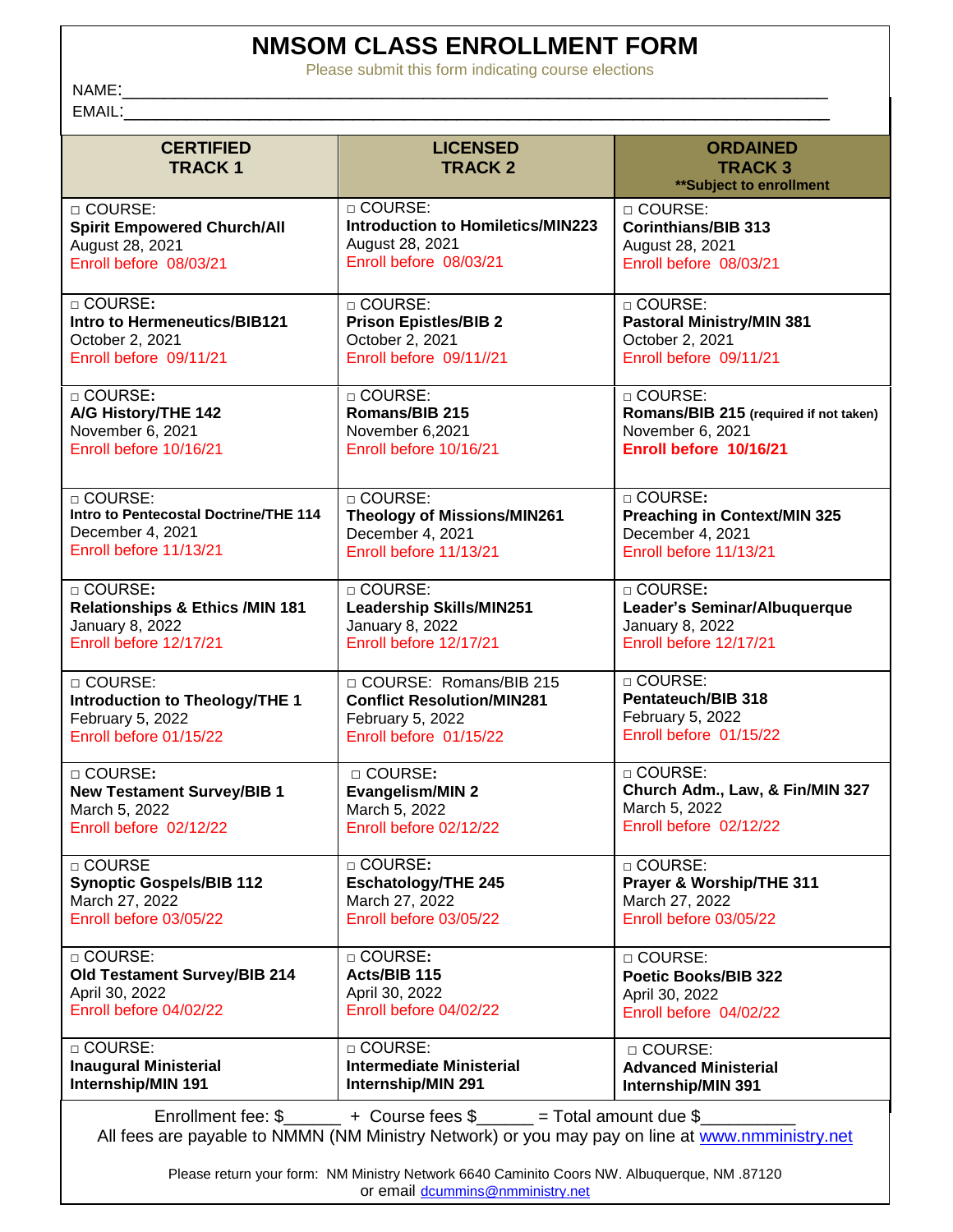# NMSOM CLASS ENROLLMENT FORM

Please submit this form indicating course elections

NAME:\_\_\_\_\_\_\_\_\_\_\_\_\_\_\_\_\_\_\_\_\_\_\_\_\_\_\_\_\_\_\_\_\_\_\_\_\_\_\_\_\_\_\_\_\_\_\_\_\_\_\_\_\_\_\_\_

EMAIL:\_\_\_\_\_\_\_\_\_\_\_\_\_\_\_\_\_\_\_\_\_\_\_\_\_\_\_\_\_\_\_\_\_\_\_\_\_\_\_\_\_\_\_\_\_\_\_\_\_\_\_\_\_\_\_\_

| **CERTIFIED TRACK 1** | **LICENSED TRACK 2** | **ORDAINED TRACK 3** **Subject to enrollment** |
|---|---|---|
| □ COURSE: **Spirit Empowered Church/All** August 28, 2021 Enroll before 08/03/21 | □ COURSE: **Introduction to Homiletics/MIN223** August 28, 2021 Enroll before 08/03/21 | □ COURSE: **Corinthians/BIB 313** August 28, 2021 Enroll before 08/03/21 |
| □ COURSE: **Intro to Hermeneutics/BIB121** October 2, 2021 Enroll before 09/11/21 | □ COURSE: **Prison Epistles/BIB 2** October 2, 2021 Enroll before 09/11//21 | □ COURSE: **Pastoral Ministry/MIN 381** October 2, 2021 Enroll before 09/11/21 |
| □ COURSE: **A/G History/THE 142** November 6, 2021 Enroll before 10/16/21 | □ COURSE: **Romans/BIB 215** November 6,2021 Enroll before 10/16/21 | □ COURSE: **Romans/BIB 215** (required if not taken) November 6, 2021 **Enroll before 10/16/21** |
| □ COURSE: **Intro to Pentecostal Doctrine/THE 114** December 4, 2021 Enroll before 11/13/21 | □ COURSE: **Theology of Missions/MIN261** December 4, 2021 Enroll before 11/13/21 | □ COURSE: **Preaching in Context/MIN 325** December 4, 2021 Enroll before 11/13/21 |
| □ COURSE: **Relationships & Ethics /MIN 181** January 8, 2022 Enroll before 12/17/21 | □ COURSE: **Leadership Skills/MIN251** January 8, 2022 Enroll before 12/17/21 | □ COURSE: **Leader's Seminar/Albuquerque** January 8, 2022 Enroll before 12/17/21 |
| □ COURSE: **Introduction to Theology/THE 1** February 5, 2022 Enroll before 01/15/22 | □ COURSE: Romans/BIB 215 **Conflict Resolution/MIN281** February 5, 2022 Enroll before 01/15/22 | □ COURSE: **Pentateuch/BIB 318** February 5, 2022 Enroll before 01/15/22 |
| □ COURSE: **New Testament Survey/BIB 1** March 5, 2022 Enroll before 02/12/22 | □ COURSE: **Evangelism/MIN 2** March 5, 2022 Enroll before 02/12/22 | □ COURSE: **Church Adm., Law, & Fin/MIN 327** March 5, 2022 Enroll before 02/12/22 |
| □ COURSE **Synoptic Gospels/BIB 112** March 27, 2022 Enroll before 03/05/22 | □ COURSE: **Eschatology/THE 245** March 27, 2022 Enroll before 03/05/22 | □ COURSE: **Prayer & Worship/THE 311** March 27, 2022 Enroll before 03/05/22 |
| □ COURSE: **Old Testament Survey/BIB 214** April 30, 2022 Enroll before 04/02/22 | □ COURSE: **Acts/BIB 115** April 30, 2022 Enroll before 04/02/22 | □ COURSE: **Poetic Books/BIB 322** April 30, 2022 Enroll before 04/02/22 |
| □ COURSE: **Inaugural Ministerial Internship/MIN 191** | □ COURSE: **Intermediate Ministerial Internship/MIN 291** | □ COURSE: **Advanced Ministerial Internship/MIN 391** |

Enrollment fee: $\_\_\_\_\_\_ + Course fees $\_\_\_\_\_\_ = Total amount due $\_\_\_\_\_\_\_\_\_\_

All fees are payable to NMMN (NM Ministry Network) or you may pay on line at www.nmministry.net

Please return your form: NM Ministry Network 6640 Caminito Coors NW. Albuquerque, NM .87120 or email dcummins@nmministry.net